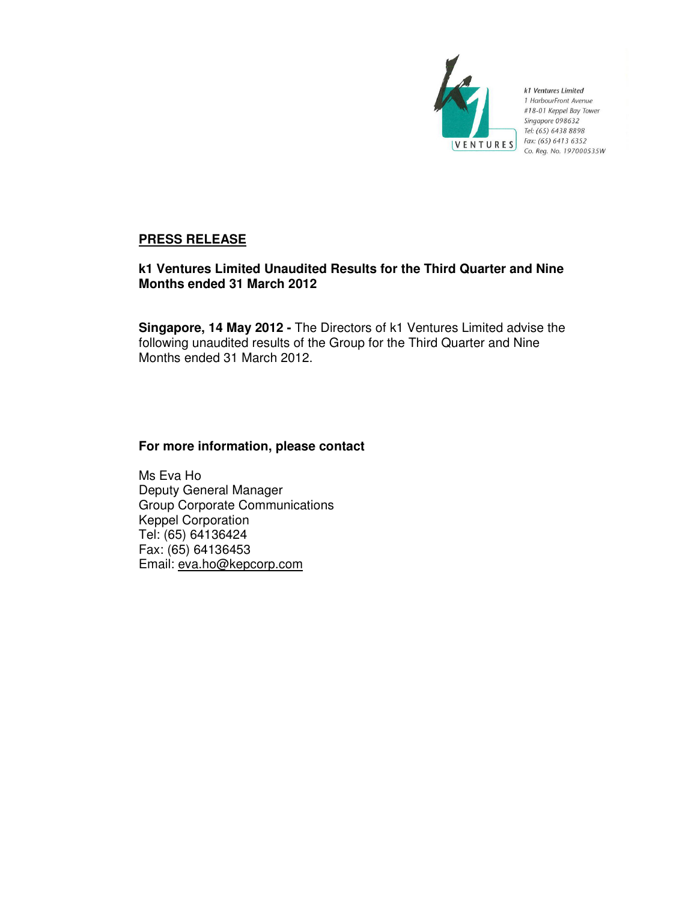k1 Ventures Limited
1 HarbourFront Avenue
#18-01 Keppel Bay Tower
Singapore 098632
Tel: (65) 6438 8898
Fax: (65) 6413 6352
Co. Reg. No. 197000535W

## PRESS RELEASE

**k1 Ventures Limited Unaudited Results for the Third Quarter and Nine Months ended 31 March 2012**

**Singapore, 14 May 2012 -** The Directors of k1 Ventures Limited advise the following unaudited results of the Group for the Third Quarter and Nine Months ended 31 March 2012.

**For more information, please contact**

Ms Eva Ho
Deputy General Manager
Group Corporate Communications
Keppel Corporation
Tel: (65) 64136424
Fax: (65) 64136453
Email: eva.ho@kepcorp.com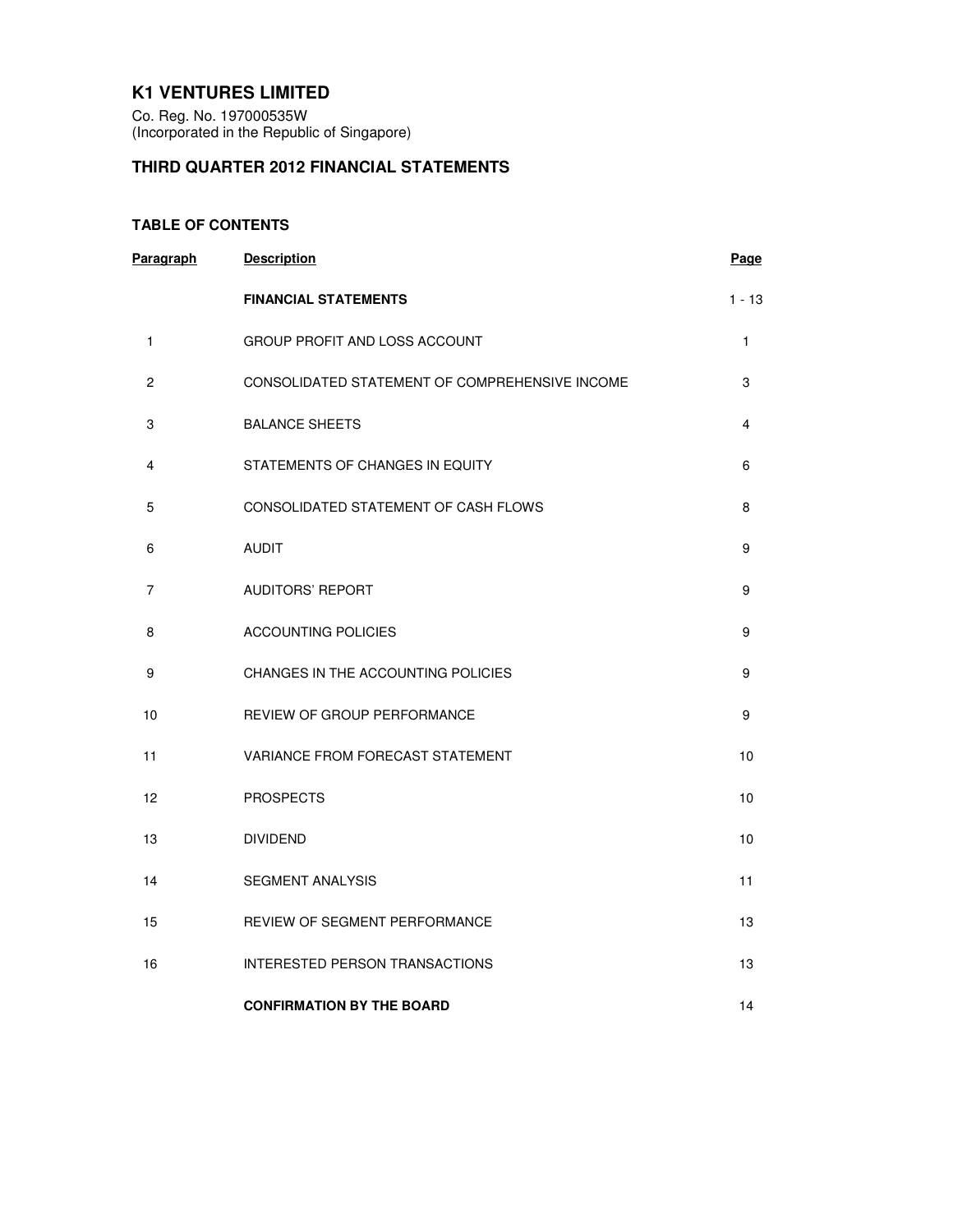# K1 VENTURES LIMITED

Co. Reg. No. 197000535W
(Incorporated in the Republic of Singapore)

## THIRD QUARTER 2012 FINANCIAL STATEMENTS

### TABLE OF CONTENTS

| Paragraph | Description | Page |
|---|---|---|
| | **FINANCIAL STATEMENTS** | 1 - 13 |
| 1 | GROUP PROFIT AND LOSS ACCOUNT | 1 |
| 2 | CONSOLIDATED STATEMENT OF COMPREHENSIVE INCOME | 3 |
| 3 | BALANCE SHEETS | 4 |
| 4 | STATEMENTS OF CHANGES IN EQUITY | 6 |
| 5 | CONSOLIDATED STATEMENT OF CASH FLOWS | 8 |
| 6 | AUDIT | 9 |
| 7 | AUDITORS' REPORT | 9 |
| 8 | ACCOUNTING POLICIES | 9 |
| 9 | CHANGES IN THE ACCOUNTING POLICIES | 9 |
| 10 | REVIEW OF GROUP PERFORMANCE | 9 |
| 11 | VARIANCE FROM FORECAST STATEMENT | 10 |
| 12 | PROSPECTS | 10 |
| 13 | DIVIDEND | 10 |
| 14 | SEGMENT ANALYSIS | 11 |
| 15 | REVIEW OF SEGMENT PERFORMANCE | 13 |
| 16 | INTERESTED PERSON TRANSACTIONS | 13 |
| | **CONFIRMATION BY THE BOARD** | 14 |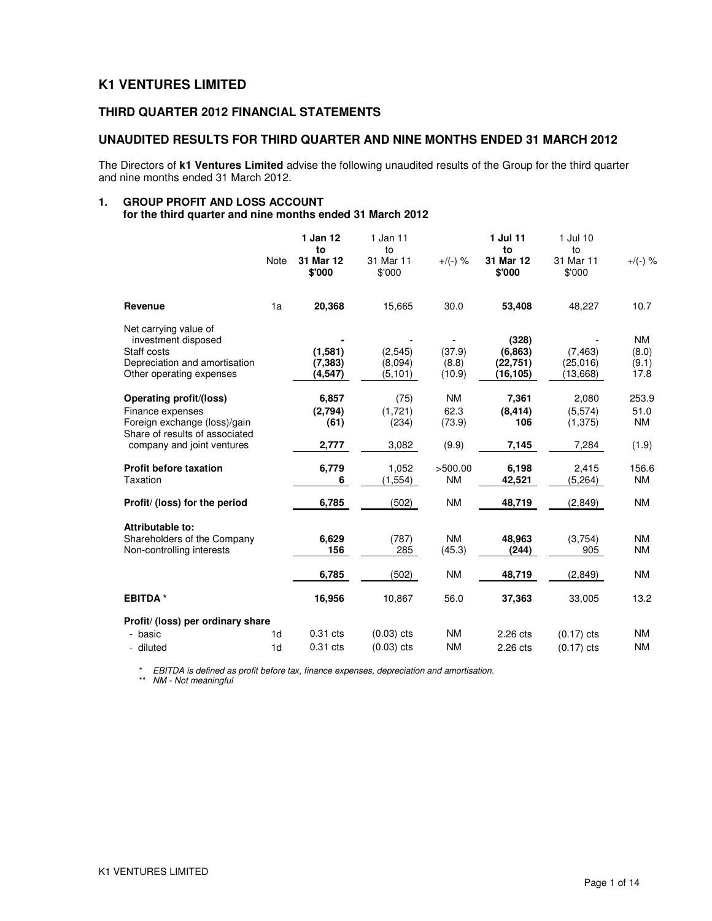# K1 VENTURES LIMITED

## THIRD QUARTER 2012 FINANCIAL STATEMENTS

## UNAUDITED RESULTS FOR THIRD QUARTER AND NINE MONTHS ENDED 31 MARCH 2012

The Directors of **k1 Ventures Limited** advise the following unaudited results of the Group for the third quarter and nine months ended 31 March 2012.

### 1. GROUP PROFIT AND LOSS ACCOUNT
**for the third quarter and nine months ended 31 March 2012**

| | Note | **1 Jan 12 to 31 Mar 12 $'000** | 1 Jan 11 to 31 Mar 11 $'000 | +/(-) % | **1 Jul 11 to 31 Mar 12 $'000** | 1 Jul 10 to 31 Mar 11 $'000 | +/(-) % |
|---|---|---|---|---|---|---|---|
| **Revenue** | 1a | **20,368** | 15,665 | 30.0 | **53,408** | 48,227 | 10.7 |
| Net carrying value of investment disposed | | **-** | - | - | **(328)** | - | NM |
| Staff costs | | **(1,581)** | (2,545) | (37.9) | **(6,863)** | (7,463) | (8.0) |
| Depreciation and amortisation | | **(7,383)** | (8,094) | (8.8) | **(22,751)** | (25,016) | (9.1) |
| Other operating expenses | | **(4,547)** | (5,101) | (10.9) | **(16,105)** | (13,668) | 17.8 |
| **Operating profit/(loss)** | | **6,857** | (75) | NM | **7,361** | 2,080 | 253.9 |
| Finance expenses | | **(2,794)** | (1,721) | 62.3 | **(8,414)** | (5,574) | 51.0 |
| Foreign exchange (loss)/gain | | **(61)** | (234) | (73.9) | **106** | (1,375) | NM |
| Share of results of associated company and joint ventures | | **2,777** | 3,082 | (9.9) | **7,145** | 7,284 | (1.9) |
| **Profit before taxation** | | **6,779** | 1,052 | >500.00 | **6,198** | 2,415 | 156.6 |
| Taxation | | **6** | (1,554) | NM | **42,521** | (5,264) | NM |
| **Profit/ (loss) for the period** | | **6,785** | (502) | NM | **48,719** | (2,849) | NM |
| **Attributable to:** | | | | | | | |
| Shareholders of the Company | | **6,629** | (787) | NM | **48,963** | (3,754) | NM |
| Non-controlling interests | | **156** | 285 | (45.3) | **(244)** | 905 | NM |
| | | **6,785** | (502) | NM | **48,719** | (2,849) | NM |
| **EBITDA \*** | | **16,956** | 10,867 | 56.0 | **37,363** | 33,005 | 13.2 |
| **Profit/ (loss) per ordinary share** | | | | | | | |
| - basic | 1d | 0.31 cts | (0.03) cts | NM | 2.26 cts | (0.17) cts | NM |
| - diluted | 1d | 0.31 cts | (0.03) cts | NM | 2.26 cts | (0.17) cts | NM |

*\* EBITDA is defined as profit before tax, finance expenses, depreciation and amortisation.*
*\*\* NM - Not meaningful*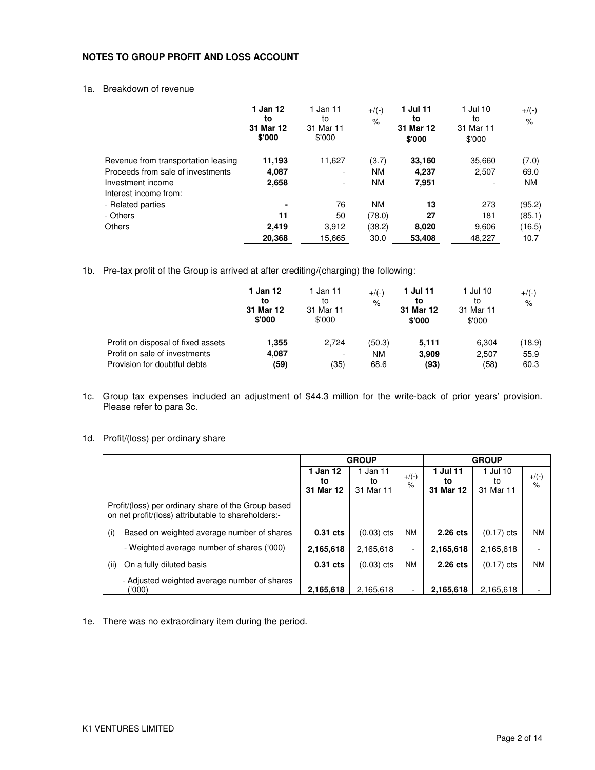## NOTES TO GROUP PROFIT AND LOSS ACCOUNT

1a. Breakdown of revenue

| | **1 Jan 12 to 31 Mar 12 $'000** | 1 Jan 11 to 31 Mar 11 $'000 | +/(-) % | **1 Jul 11 to 31 Mar 12 $'000** | 1 Jul 10 to 31 Mar 11 $'000 | +/(-) % |
|---|---|---|---|---|---|---|
| Revenue from transportation leasing | **11,193** | 11,627 | (3.7) | **33,160** | 35,660 | (7.0) |
| Proceeds from sale of investments | **4,087** | - | NM | **4,237** | 2,507 | 69.0 |
| Investment income | **2,658** | - | NM | **7,951** | - | NM |
| Interest income from: | | | | | | |
| - Related parties | **-** | 76 | NM | **13** | 273 | (95.2) |
| - Others | **11** | 50 | (78.0) | **27** | 181 | (85.1) |
| Others | **2,419** | 3,912 | (38.2) | **8,020** | 9,606 | (16.5) |
| | **20,368** | 15,665 | 30.0 | **53,408** | 48,227 | 10.7 |

1b. Pre-tax profit of the Group is arrived at after crediting/(charging) the following:

| | **1 Jan 12 to 31 Mar 12 $'000** | 1 Jan 11 to 31 Mar 11 $'000 | +/(-) % | **1 Jul 11 to 31 Mar 12 $'000** | 1 Jul 10 to 31 Mar 11 $'000 | +/(-) % |
|---|---|---|---|---|---|---|
| Profit on disposal of fixed assets | **1,355** | 2,724 | (50.3) | **5,111** | 6,304 | (18.9) |
| Profit on sale of investments | **4,087** | - | NM | **3,909** | 2,507 | 55.9 |
| Provision for doubtful debts | **(59)** | (35) | 68.6 | **(93)** | (58) | 60.3 |

1c. Group tax expenses included an adjustment of $44.3 million for the write-back of prior years' provision. Please refer to para 3c.

1d. Profit/(loss) per ordinary share

| | **GROUP** | | | **GROUP** | | |
|---|---|---|---|---|---|---|
| | **1 Jan 12 to 31 Mar 12** | 1 Jan 11 to 31 Mar 11 | +/(-) % | **1 Jul 11 to 31 Mar 12** | 1 Jul 10 to 31 Mar 11 | +/(-) % |
| Profit/(loss) per ordinary share of the Group based on net profit/(loss) attributable to shareholders:- | | | | | | |
| (i) Based on weighted average number of shares | **0.31 cts** | (0.03) cts | NM | **2.26 cts** | (0.17) cts | NM |
| - Weighted average number of shares ('000) | **2,165,618** | 2,165,618 | - | **2,165,618** | 2,165,618 | - |
| (ii) On a fully diluted basis | **0.31 cts** | (0.03) cts | NM | **2.26 cts** | (0.17) cts | NM |
| - Adjusted weighted average number of shares ('000) | **2,165,618** | 2,165,618 | - | **2,165,618** | 2,165,618 | - |

1e. There was no extraordinary item during the period.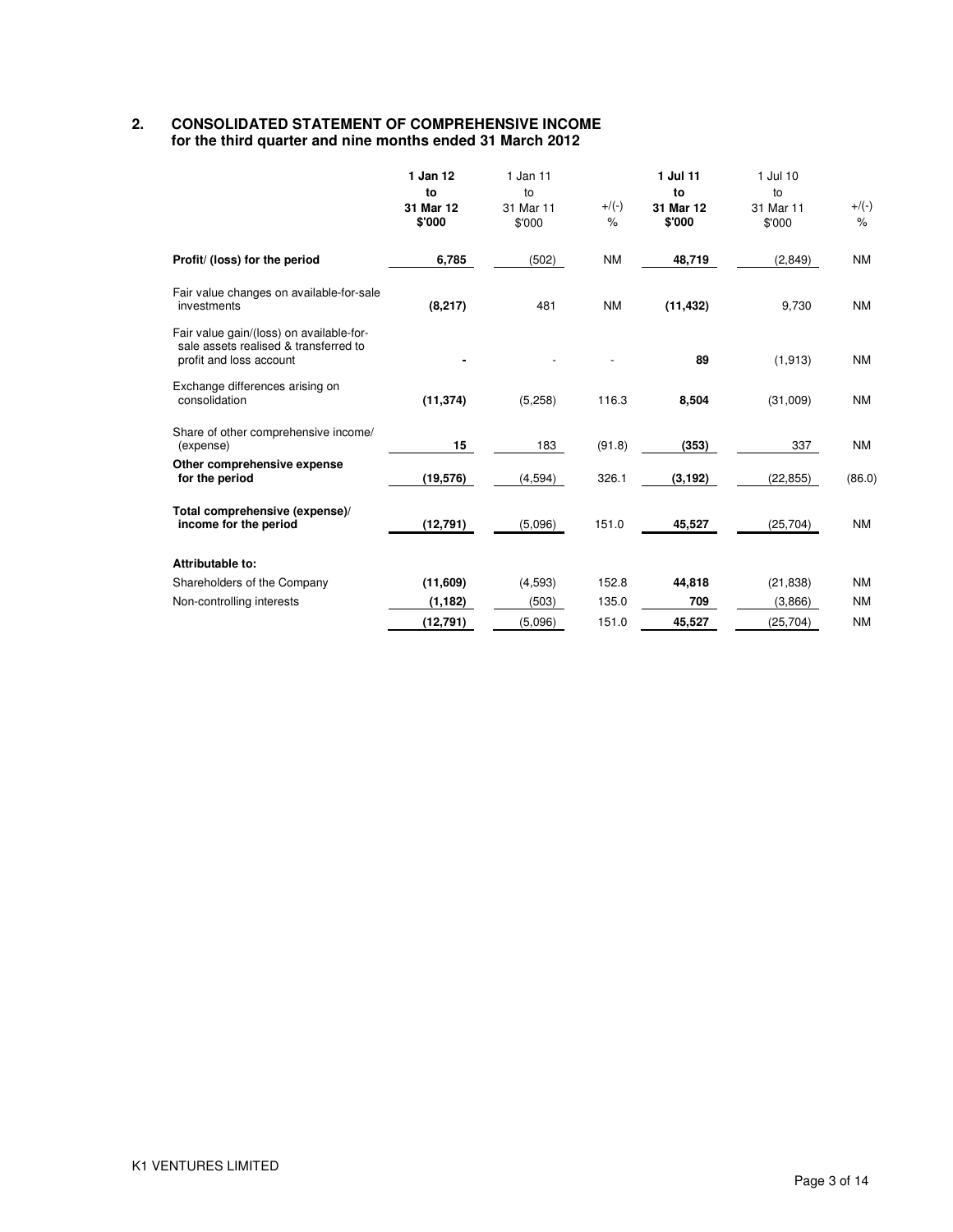## 2. CONSOLIDATED STATEMENT OF COMPREHENSIVE INCOME
**for the third quarter and nine months ended 31 March 2012**

| | **1 Jan 12 to 31 Mar 12 \$'000** | 1 Jan 11 to 31 Mar 11 \$'000 | +/(-) % | **1 Jul 11 to 31 Mar 12 \$'000** | 1 Jul 10 to 31 Mar 11 \$'000 | +/(-) % |
|---|---|---|---|---|---|---|
| **Profit/ (loss) for the period** | **6,785** | (502) | NM | **48,719** | (2,849) | NM |
| Fair value changes on available-for-sale investments | **(8,217)** | 481 | NM | **(11,432)** | 9,730 | NM |
| Fair value gain/(loss) on available-for-sale assets realised & transferred to profit and loss account | **-** | - | - | **89** | (1,913) | NM |
| Exchange differences arising on consolidation | **(11,374)** | (5,258) | 116.3 | **8,504** | (31,009) | NM |
| Share of other comprehensive income/ (expense) | **15** | 183 | (91.8) | **(353)** | 337 | NM |
| **Other comprehensive expense for the period** | **(19,576)** | (4,594) | 326.1 | **(3,192)** | (22,855) | (86.0) |
| **Total comprehensive (expense)/ income for the period** | **(12,791)** | (5,096) | 151.0 | **45,527** | (25,704) | NM |
| **Attributable to:** | | | | | | |
| Shareholders of the Company | **(11,609)** | (4,593) | 152.8 | **44,818** | (21,838) | NM |
| Non-controlling interests | **(1,182)** | (503) | 135.0 | **709** | (3,866) | NM |
| | **(12,791)** | (5,096) | 151.0 | **45,527** | (25,704) | NM |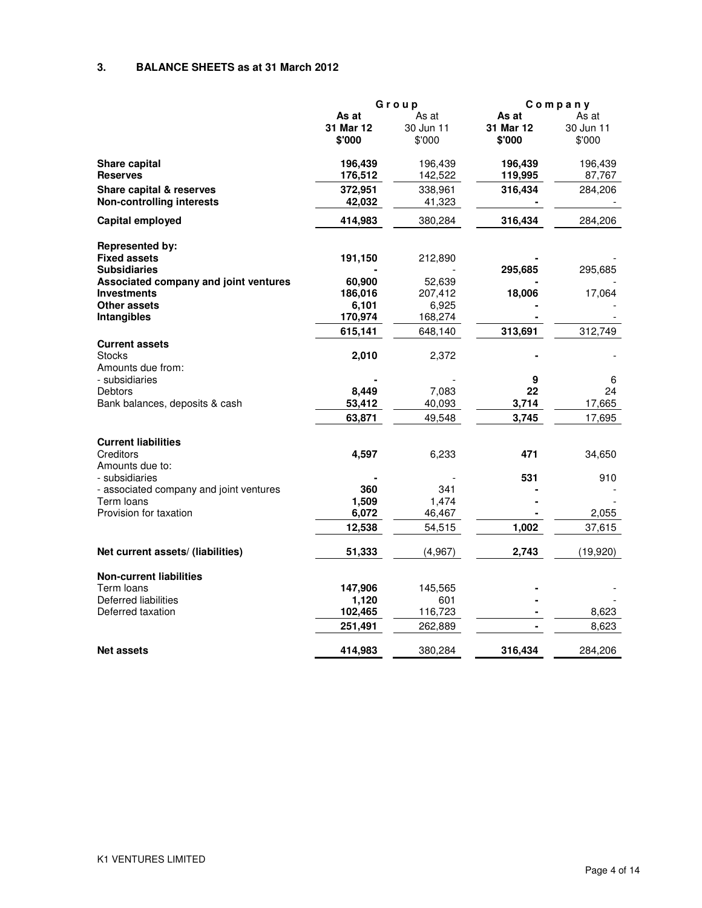### 3. BALANCE SHEETS as at 31 March 2012

| | Group | | Company | |
|---|---|---|---|---|
| | **As at 31 Mar 12 $'000** | As at 30 Jun 11 $'000 | **As at 31 Mar 12 $'000** | As at 30 Jun 11 $'000 |
| **Share capital** | **196,439** | 196,439 | **196,439** | 196,439 |
| **Reserves** | **176,512** | 142,522 | **119,995** | 87,767 |
| **Share capital & reserves** | **372,951** | 338,961 | **316,434** | 284,206 |
| **Non-controlling interests** | **42,032** | 41,323 | **-** | - |
| **Capital employed** | **414,983** | 380,284 | **316,434** | 284,206 |
| | | | | |
| **Represented by:** | | | | |
| **Fixed assets** | **191,150** | 212,890 | **-** | - |
| **Subsidiaries** | **-** | - | **295,685** | 295,685 |
| **Associated company and joint ventures** | **60,900** | 52,639 | **-** | - |
| **Investments** | **186,016** | 207,412 | **18,006** | 17,064 |
| **Other assets** | **6,101** | 6,925 | **-** | - |
| **Intangibles** | **170,974** | 168,274 | **-** | - |
| | **615,141** | 648,140 | **313,691** | 312,749 |
| **Current assets** | | | | |
| Stocks | **2,010** | 2,372 | **-** | - |
| Amounts due from: | | | | |
| - subsidiaries | **-** | - | **9** | 6 |
| Debtors | **8,449** | 7,083 | **22** | 24 |
| Bank balances, deposits & cash | **53,412** | 40,093 | **3,714** | 17,665 |
| | **63,871** | 49,548 | **3,745** | 17,695 |
| | | | | |
| **Current liabilities** | | | | |
| Creditors | **4,597** | 6,233 | **471** | 34,650 |
| Amounts due to: | | | | |
| - subsidiaries | **-** | - | **531** | 910 |
| - associated company and joint ventures | **360** | 341 | **-** | - |
| Term loans | **1,509** | 1,474 | **-** | - |
| Provision for taxation | **6,072** | 46,467 | **-** | 2,055 |
| | **12,538** | 54,515 | **1,002** | 37,615 |
| | | | | |
| **Net current assets/ (liabilities)** | **51,333** | (4,967) | **2,743** | (19,920) |
| | | | | |
| **Non-current liabilities** | | | | |
| Term loans | **147,906** | 145,565 | **-** | - |
| Deferred liabilities | **1,120** | 601 | **-** | - |
| Deferred taxation | **102,465** | 116,723 | **-** | 8,623 |
| | **251,491** | 262,889 | **-** | 8,623 |
| | | | | |
| **Net assets** | **414,983** | 380,284 | **316,434** | 284,206 |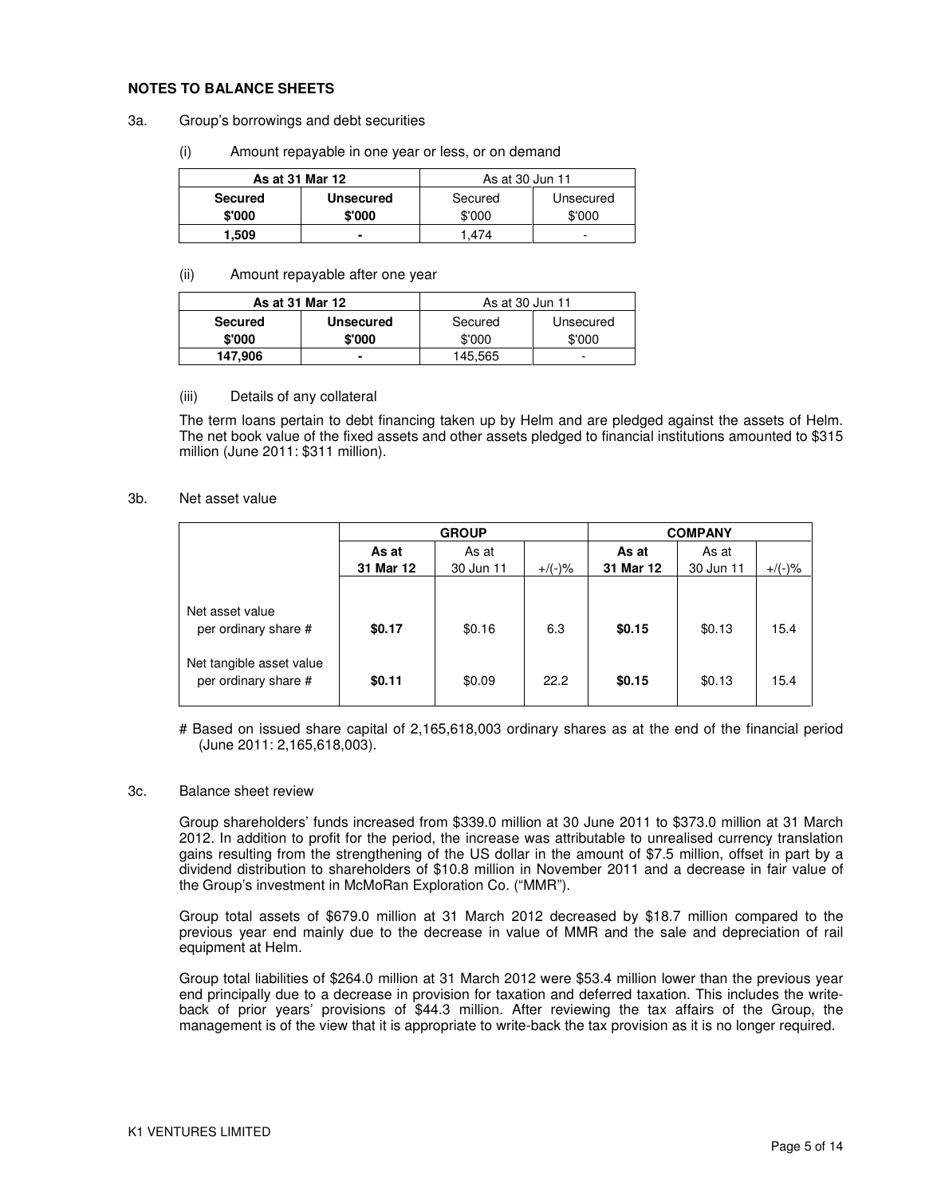## NOTES TO BALANCE SHEETS

3a. Group's borrowings and debt securities

(i) Amount repayable in one year or less, or on demand

| **As at 31 Mar 12** | | As at 30 Jun 11 | |
|---|---|---|---|
| **Secured \$'000** | **Unsecured \$'000** | Secured \$'000 | Unsecured \$'000 |
| **1,509** | **-** | 1,474 | - |

(ii) Amount repayable after one year

| **As at 31 Mar 12** | | As at 30 Jun 11 | |
|---|---|---|---|
| **Secured \$'000** | **Unsecured \$'000** | Secured \$'000 | Unsecured \$'000 |
| **147,906** | **-** | 145,565 | - |

(iii) Details of any collateral

The term loans pertain to debt financing taken up by Helm and are pledged against the assets of Helm. The net book value of the fixed assets and other assets pledged to financial institutions amounted to \$315 million (June 2011: \$311 million).

3b. Net asset value

| | **GROUP** | | | **COMPANY** | | |
|---|---|---|---|---|---|---|
| | **As at 31 Mar 12** | As at 30 Jun 11 | +/(-)% | **As at 31 Mar 12** | As at 30 Jun 11 | +/(-)% |
| Net asset value per ordinary share # | **\$0.17** | \$0.16 | 6.3 | **\$0.15** | \$0.13 | 15.4 |
| Net tangible asset value per ordinary share # | **\$0.11** | \$0.09 | 22.2 | **\$0.15** | \$0.13 | 15.4 |

# Based on issued share capital of 2,165,618,003 ordinary shares as at the end of the financial period (June 2011: 2,165,618,003).

3c. Balance sheet review

Group shareholders' funds increased from \$339.0 million at 30 June 2011 to \$373.0 million at 31 March 2012. In addition to profit for the period, the increase was attributable to unrealised currency translation gains resulting from the strengthening of the US dollar in the amount of \$7.5 million, offset in part by a dividend distribution to shareholders of \$10.8 million in November 2011 and a decrease in fair value of the Group's investment in McMoRan Exploration Co. ("MMR").

Group total assets of \$679.0 million at 31 March 2012 decreased by \$18.7 million compared to the previous year end mainly due to the decrease in value of MMR and the sale and depreciation of rail equipment at Helm.

Group total liabilities of \$264.0 million at 31 March 2012 were \$53.4 million lower than the previous year end principally due to a decrease in provision for taxation and deferred taxation. This includes the write-back of prior years' provisions of \$44.3 million. After reviewing the tax affairs of the Group, the management is of the view that it is appropriate to write-back the tax provision as it is no longer required.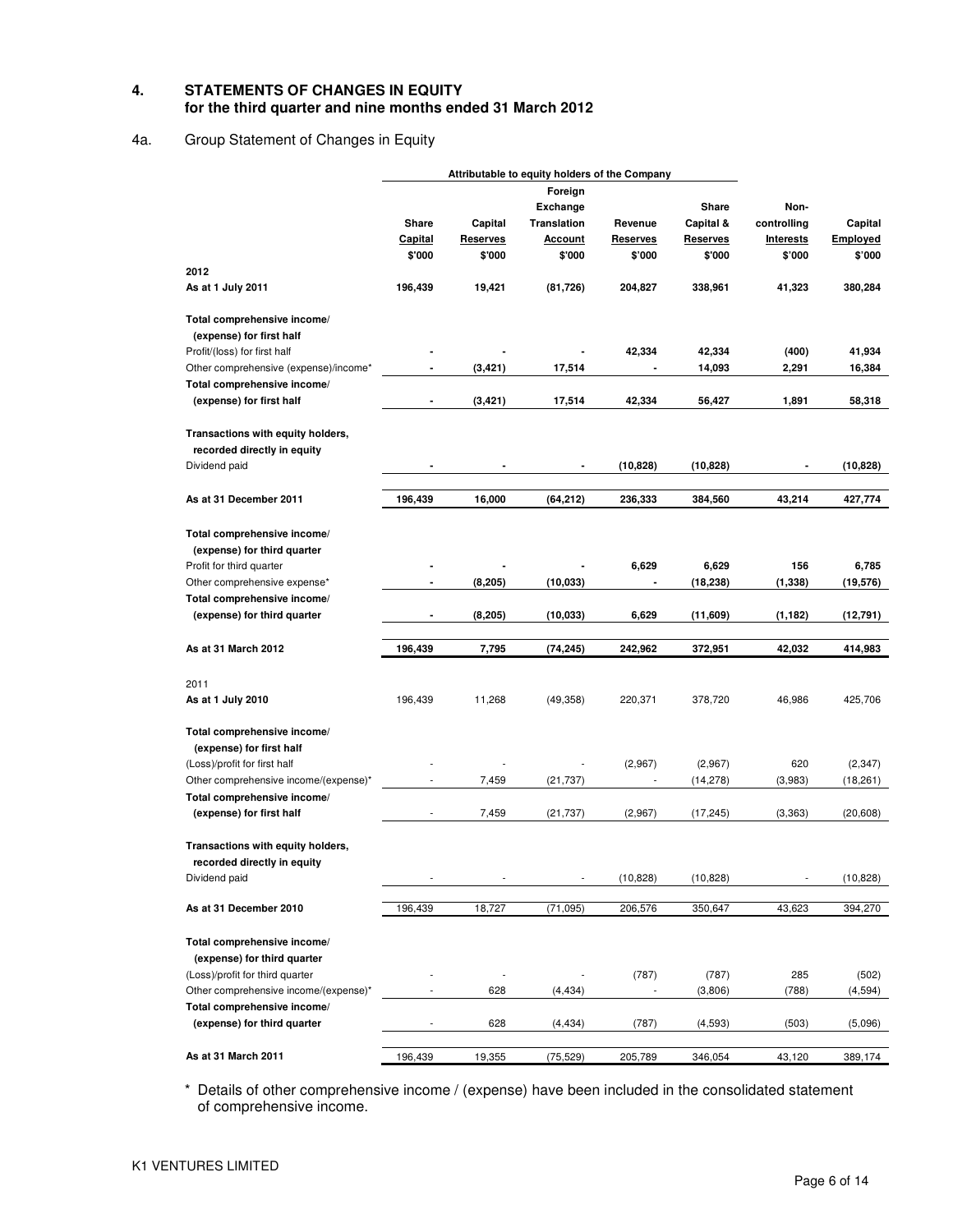## 4. STATEMENTS OF CHANGES IN EQUITY for the third quarter and nine months ended 31 March 2012

### 4a. Group Statement of Changes in Equity

| | Attributable to equity holders of the Company | | | | | | |
|---|---|---|---|---|---|---|---|
| | Share Capital | Capital Reserves | Foreign Exchange Translation Account | Revenue Reserves | Share Capital & Reserves | Non-controlling Interests | Capital Employed |
| | $'000 | $'000 | $'000 | $'000 | $'000 | $'000 | $'000 |
| **2012** | | | | | | | |
| **As at 1 July 2011** | **196,439** | **19,421** | **(81,726)** | **204,827** | **338,961** | **41,323** | **380,284** |
| **Total comprehensive income/ (expense) for first half** | | | | | | | |
| Profit/(loss) for first half | **-** | **-** | **-** | **42,334** | **42,334** | **(400)** | **41,934** |
| Other comprehensive (expense)/income* | **-** | **(3,421)** | **17,514** | **-** | **14,093** | **2,291** | **16,384** |
| **Total comprehensive income/ (expense) for first half** | **-** | **(3,421)** | **17,514** | **42,334** | **56,427** | **1,891** | **58,318** |
| **Transactions with equity holders, recorded directly in equity** | | | | | | | |
| Dividend paid | **-** | **-** | **-** | **(10,828)** | **(10,828)** | **-** | **(10,828)** |
| **As at 31 December 2011** | **196,439** | **16,000** | **(64,212)** | **236,333** | **384,560** | **43,214** | **427,774** |
| **Total comprehensive income/ (expense) for third quarter** | | | | | | | |
| Profit for third quarter | **-** | **-** | **-** | **6,629** | **6,629** | **156** | **6,785** |
| Other comprehensive expense* | **-** | **(8,205)** | **(10,033)** | **-** | **(18,238)** | **(1,338)** | **(19,576)** |
| **Total comprehensive income/ (expense) for third quarter** | **-** | **(8,205)** | **(10,033)** | **6,629** | **(11,609)** | **(1,182)** | **(12,791)** |
| **As at 31 March 2012** | **196,439** | **7,795** | **(74,245)** | **242,962** | **372,951** | **42,032** | **414,983** |
| 2011 | | | | | | | |
| **As at 1 July 2010** | 196,439 | 11,268 | (49,358) | 220,371 | 378,720 | 46,986 | 425,706 |
| **Total comprehensive income/ (expense) for first half** | | | | | | | |
| (Loss)/profit for first half | - | - | - | (2,967) | (2,967) | 620 | (2,347) |
| Other comprehensive income/(expense)* | - | 7,459 | (21,737) | - | (14,278) | (3,983) | (18,261) |
| **Total comprehensive income/ (expense) for first half** | - | 7,459 | (21,737) | (2,967) | (17,245) | (3,363) | (20,608) |
| **Transactions with equity holders, recorded directly in equity** | | | | | | | |
| Dividend paid | - | - | - | (10,828) | (10,828) | - | (10,828) |
| **As at 31 December 2010** | 196,439 | 18,727 | (71,095) | 206,576 | 350,647 | 43,623 | 394,270 |
| **Total comprehensive income/ (expense) for third quarter** | | | | | | | |
| (Loss)/profit for third quarter | - | - | - | (787) | (787) | 285 | (502) |
| Other comprehensive income/(expense)* | - | 628 | (4,434) | - | (3,806) | (788) | (4,594) |
| **Total comprehensive income/ (expense) for third quarter** | - | 628 | (4,434) | (787) | (4,593) | (503) | (5,096) |
| **As at 31 March 2011** | 196,439 | 19,355 | (75,529) | 205,789 | 346,054 | 43,120 | 389,174 |

\* Details of other comprehensive income / (expense) have been included in the consolidated statement of comprehensive income.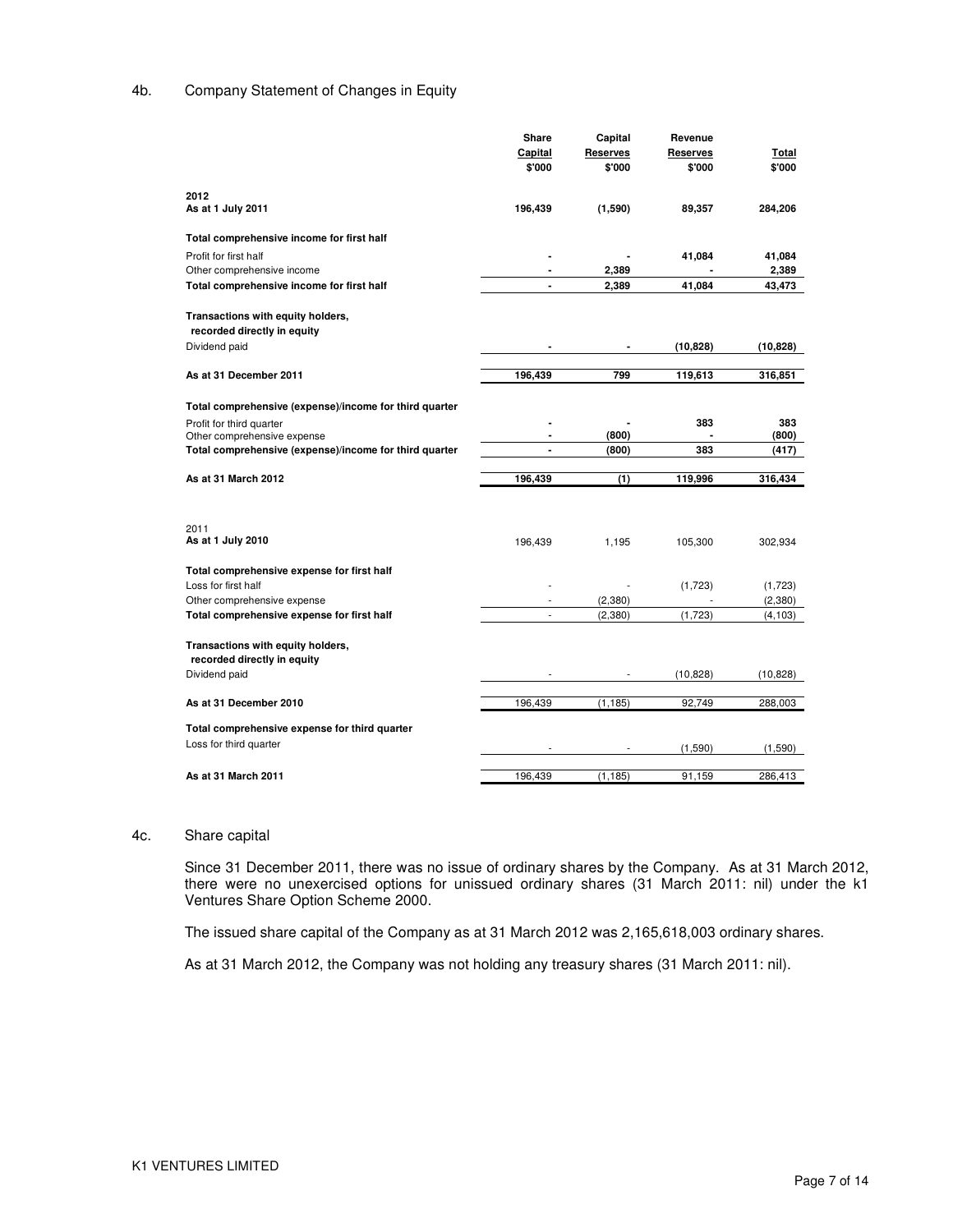## 4b. Company Statement of Changes in Equity

| | Share Capital $'000 | Capital Reserves $'000 | Revenue Reserves $'000 | Total $'000 |
|---|---|---|---|---|
| **2012** | | | | |
| **As at 1 July 2011** | **196,439** | **(1,590)** | **89,357** | **284,206** |
| **Total comprehensive income for first half** | | | | |
| Profit for first half | **-** | **-** | **41,084** | **41,084** |
| Other comprehensive income | **-** | **2,389** | **-** | **2,389** |
| **Total comprehensive income for first half** | **-** | **2,389** | **41,084** | **43,473** |
| **Transactions with equity holders, recorded directly in equity** | | | | |
| Dividend paid | **-** | **-** | **(10,828)** | **(10,828)** |
| **As at 31 December 2011** | **196,439** | **799** | **119,613** | **316,851** |
| **Total comprehensive (expense)/income for third quarter** | | | | |
| Profit for third quarter | **-** | **-** | **383** | **383** |
| Other comprehensive expense | **-** | **(800)** | **-** | **(800)** |
| **Total comprehensive (expense)/income for third quarter** | **-** | **(800)** | **383** | **(417)** |
| **As at 31 March 2012** | **196,439** | **(1)** | **119,996** | **316,434** |
| 2011 | | | | |
| **As at 1 July 2010** | 196,439 | 1,195 | 105,300 | 302,934 |
| **Total comprehensive expense for first half** | | | | |
| Loss for first half | - | - | (1,723) | (1,723) |
| Other comprehensive expense | - | (2,380) | - | (2,380) |
| **Total comprehensive expense for first half** | - | (2,380) | (1,723) | (4,103) |
| **Transactions with equity holders, recorded directly in equity** | | | | |
| Dividend paid | - | - | (10,828) | (10,828) |
| **As at 31 December 2010** | 196,439 | (1,185) | 92,749 | 288,003 |
| **Total comprehensive expense for third quarter** | | | | |
| Loss for third quarter | - | - | (1,590) | (1,590) |
| **As at 31 March 2011** | 196,439 | (1,185) | 91,159 | 286,413 |

## 4c. Share capital

Since 31 December 2011, there was no issue of ordinary shares by the Company. As at 31 March 2012, there were no unexercised options for unissued ordinary shares (31 March 2011: nil) under the k1 Ventures Share Option Scheme 2000.

The issued share capital of the Company as at 31 March 2012 was 2,165,618,003 ordinary shares.

As at 31 March 2012, the Company was not holding any treasury shares (31 March 2011: nil).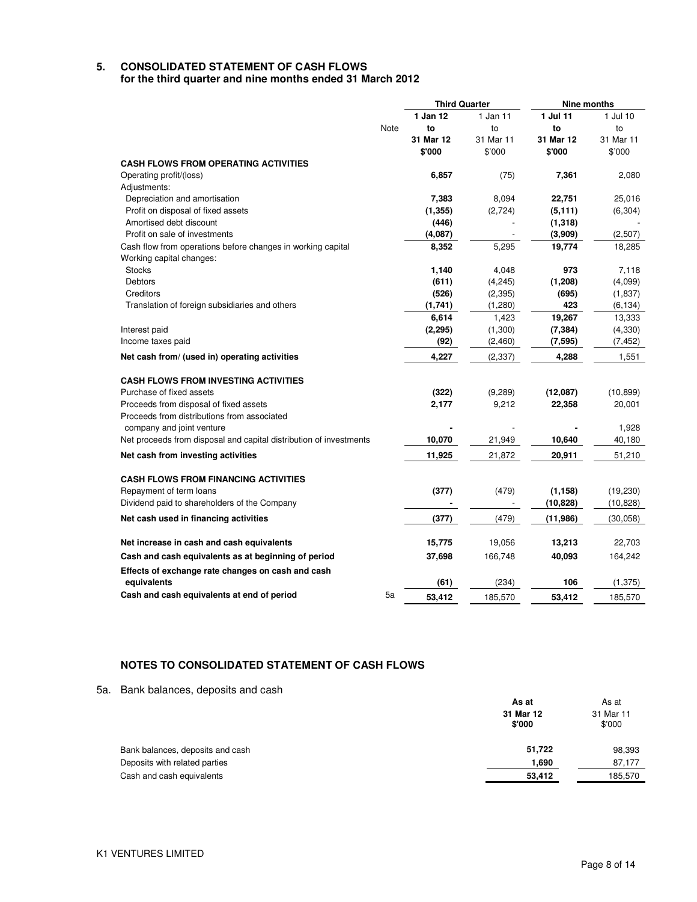## 5. CONSOLIDATED STATEMENT OF CASH FLOWS
### for the third quarter and nine months ended 31 March 2012

| | Note | Third Quarter | | Nine months | |
|---|---|---|---|---|---|
| | | **1 Jan 12 to 31 Mar 12** | 1 Jan 11 to 31 Mar 11 | **1 Jul 11 to 31 Mar 12** | 1 Jul 10 to 31 Mar 11 |
| | | **\$'000** | \$'000 | **\$'000** | \$'000 |
| **CASH FLOWS FROM OPERATING ACTIVITIES** | | | | | |
| Operating profit/(loss) | | **6,857** | (75) | **7,361** | 2,080 |
| Adjustments: | | | | | |
| Depreciation and amortisation | | **7,383** | 8,094 | **22,751** | 25,016 |
| Profit on disposal of fixed assets | | **(1,355)** | (2,724) | **(5,111)** | (6,304) |
| Amortised debt discount | | **(446)** | - | **(1,318)** | - |
| Profit on sale of investments | | **(4,087)** | - | **(3,909)** | (2,507) |
| Cash flow from operations before changes in working capital | | **8,352** | 5,295 | **19,774** | 18,285 |
| Working capital changes: | | | | | |
| Stocks | | **1,140** | 4,048 | **973** | 7,118 |
| Debtors | | **(611)** | (4,245) | **(1,208)** | (4,099) |
| Creditors | | **(526)** | (2,395) | **(695)** | (1,837) |
| Translation of foreign subsidiaries and others | | **(1,741)** | (1,280) | **423** | (6,134) |
| | | **6,614** | 1,423 | **19,267** | 13,333 |
| Interest paid | | **(2,295)** | (1,300) | **(7,384)** | (4,330) |
| Income taxes paid | | **(92)** | (2,460) | **(7,595)** | (7,452) |
| **Net cash from/ (used in) operating activities** | | **4,227** | (2,337) | **4,288** | 1,551 |
| **CASH FLOWS FROM INVESTING ACTIVITIES** | | | | | |
| Purchase of fixed assets | | **(322)** | (9,289) | **(12,087)** | (10,899) |
| Proceeds from disposal of fixed assets | | **2,177** | 9,212 | **22,358** | 20,001 |
| Proceeds from distributions from associated company and joint venture | | **-** | - | **-** | 1,928 |
| Net proceeds from disposal and capital distribution of investments | | **10,070** | 21,949 | **10,640** | 40,180 |
| **Net cash from investing activities** | | **11,925** | 21,872 | **20,911** | 51,210 |
| **CASH FLOWS FROM FINANCING ACTIVITIES** | | | | | |
| Repayment of term loans | | **(377)** | (479) | **(1,158)** | (19,230) |
| Dividend paid to shareholders of the Company | | **-** | - | **(10,828)** | (10,828) |
| **Net cash used in financing activities** | | **(377)** | (479) | **(11,986)** | (30,058) |
| **Net increase in cash and cash equivalents** | | **15,775** | 19,056 | **13,213** | 22,703 |
| **Cash and cash equivalents as at beginning of period** | | **37,698** | 166,748 | **40,093** | 164,242 |
| **Effects of exchange rate changes on cash and cash equivalents** | | **(61)** | (234) | **106** | (1,375) |
| **Cash and cash equivalents at end of period** | 5a | **53,412** | 185,570 | **53,412** | 185,570 |

## NOTES TO CONSOLIDATED STATEMENT OF CASH FLOWS

5a. Bank balances, deposits and cash

| | **As at 31 Mar 12 \$'000** | As at 31 Mar 11 \$'000 |
|---|---|---|
| Bank balances, deposits and cash | **51,722** | 98,393 |
| Deposits with related parties | **1,690** | 87,177 |
| Cash and cash equivalents | **53,412** | 185,570 |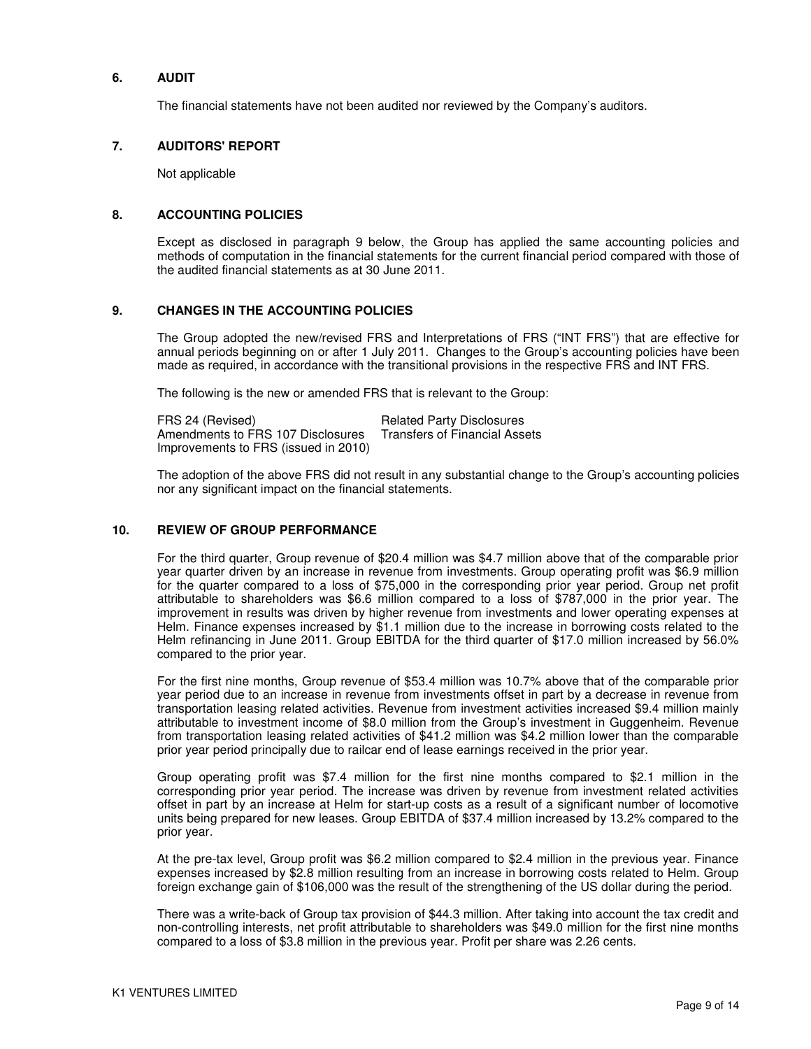## 6. AUDIT

The financial statements have not been audited nor reviewed by the Company's auditors.

## 7. AUDITORS' REPORT

Not applicable

## 8. ACCOUNTING POLICIES

Except as disclosed in paragraph 9 below, the Group has applied the same accounting policies and methods of computation in the financial statements for the current financial period compared with those of the audited financial statements as at 30 June 2011.

## 9. CHANGES IN THE ACCOUNTING POLICIES

The Group adopted the new/revised FRS and Interpretations of FRS ("INT FRS") that are effective for annual periods beginning on or after 1 July 2011. Changes to the Group's accounting policies have been made as required, in accordance with the transitional provisions in the respective FRS and INT FRS.

The following is the new or amended FRS that is relevant to the Group:

| | |
|---|---|
| FRS 24 (Revised) | Related Party Disclosures |
| Amendments to FRS 107 Disclosures | Transfers of Financial Assets |
| Improvements to FRS (issued in 2010) | |

The adoption of the above FRS did not result in any substantial change to the Group's accounting policies nor any significant impact on the financial statements.

## 10. REVIEW OF GROUP PERFORMANCE

For the third quarter, Group revenue of $20.4 million was $4.7 million above that of the comparable prior year quarter driven by an increase in revenue from investments. Group operating profit was $6.9 million for the quarter compared to a loss of $75,000 in the corresponding prior year period. Group net profit attributable to shareholders was $6.6 million compared to a loss of $787,000 in the prior year. The improvement in results was driven by higher revenue from investments and lower operating expenses at Helm. Finance expenses increased by $1.1 million due to the increase in borrowing costs related to the Helm refinancing in June 2011. Group EBITDA for the third quarter of $17.0 million increased by 56.0% compared to the prior year.

For the first nine months, Group revenue of $53.4 million was 10.7% above that of the comparable prior year period due to an increase in revenue from investments offset in part by a decrease in revenue from transportation leasing related activities. Revenue from investment activities increased $9.4 million mainly attributable to investment income of $8.0 million from the Group's investment in Guggenheim. Revenue from transportation leasing related activities of $41.2 million was $4.2 million lower than the comparable prior year period principally due to railcar end of lease earnings received in the prior year.

Group operating profit was $7.4 million for the first nine months compared to $2.1 million in the corresponding prior year period. The increase was driven by revenue from investment related activities offset in part by an increase at Helm for start-up costs as a result of a significant number of locomotive units being prepared for new leases. Group EBITDA of $37.4 million increased by 13.2% compared to the prior year.

At the pre-tax level, Group profit was $6.2 million compared to $2.4 million in the previous year. Finance expenses increased by $2.8 million resulting from an increase in borrowing costs related to Helm. Group foreign exchange gain of $106,000 was the result of the strengthening of the US dollar during the period.

There was a write-back of Group tax provision of $44.3 million. After taking into account the tax credit and non-controlling interests, net profit attributable to shareholders was $49.0 million for the first nine months compared to a loss of $3.8 million in the previous year. Profit per share was 2.26 cents.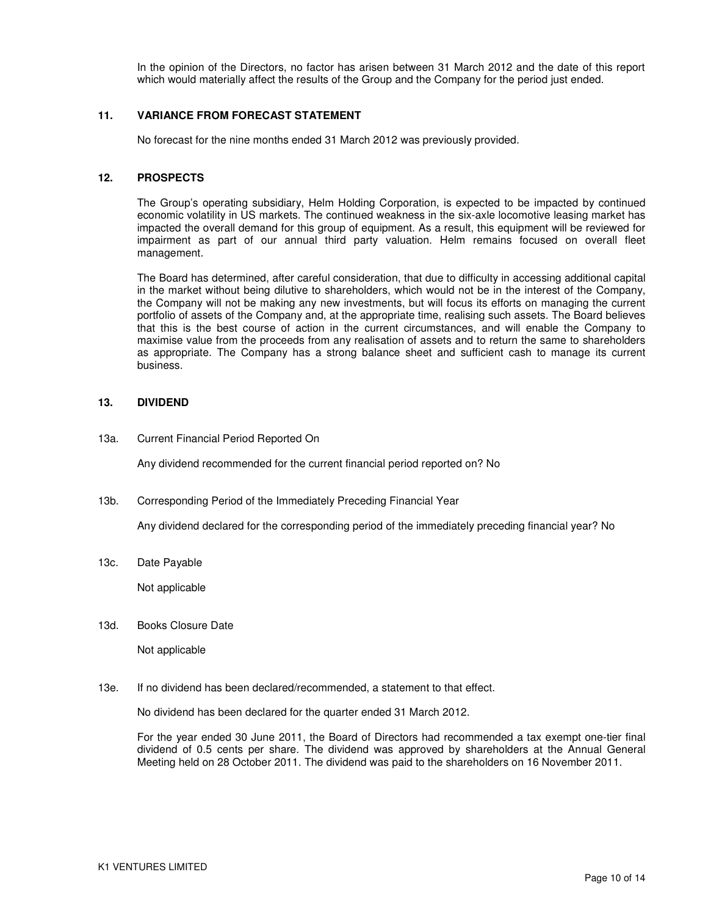In the opinion of the Directors, no factor has arisen between 31 March 2012 and the date of this report which would materially affect the results of the Group and the Company for the period just ended.

## 11. VARIANCE FROM FORECAST STATEMENT

No forecast for the nine months ended 31 March 2012 was previously provided.

## 12. PROSPECTS

The Group's operating subsidiary, Helm Holding Corporation, is expected to be impacted by continued economic volatility in US markets. The continued weakness in the six-axle locomotive leasing market has impacted the overall demand for this group of equipment. As a result, this equipment will be reviewed for impairment as part of our annual third party valuation. Helm remains focused on overall fleet management.

The Board has determined, after careful consideration, that due to difficulty in accessing additional capital in the market without being dilutive to shareholders, which would not be in the interest of the Company, the Company will not be making any new investments, but will focus its efforts on managing the current portfolio of assets of the Company and, at the appropriate time, realising such assets. The Board believes that this is the best course of action in the current circumstances, and will enable the Company to maximise value from the proceeds from any realisation of assets and to return the same to shareholders as appropriate. The Company has a strong balance sheet and sufficient cash to manage its current business.

## 13. DIVIDEND

13a. Current Financial Period Reported On

Any dividend recommended for the current financial period reported on? No

13b. Corresponding Period of the Immediately Preceding Financial Year

Any dividend declared for the corresponding period of the immediately preceding financial year? No

13c. Date Payable

Not applicable

13d. Books Closure Date

Not applicable

13e. If no dividend has been declared/recommended, a statement to that effect.

No dividend has been declared for the quarter ended 31 March 2012.

For the year ended 30 June 2011, the Board of Directors had recommended a tax exempt one-tier final dividend of 0.5 cents per share. The dividend was approved by shareholders at the Annual General Meeting held on 28 October 2011. The dividend was paid to the shareholders on 16 November 2011.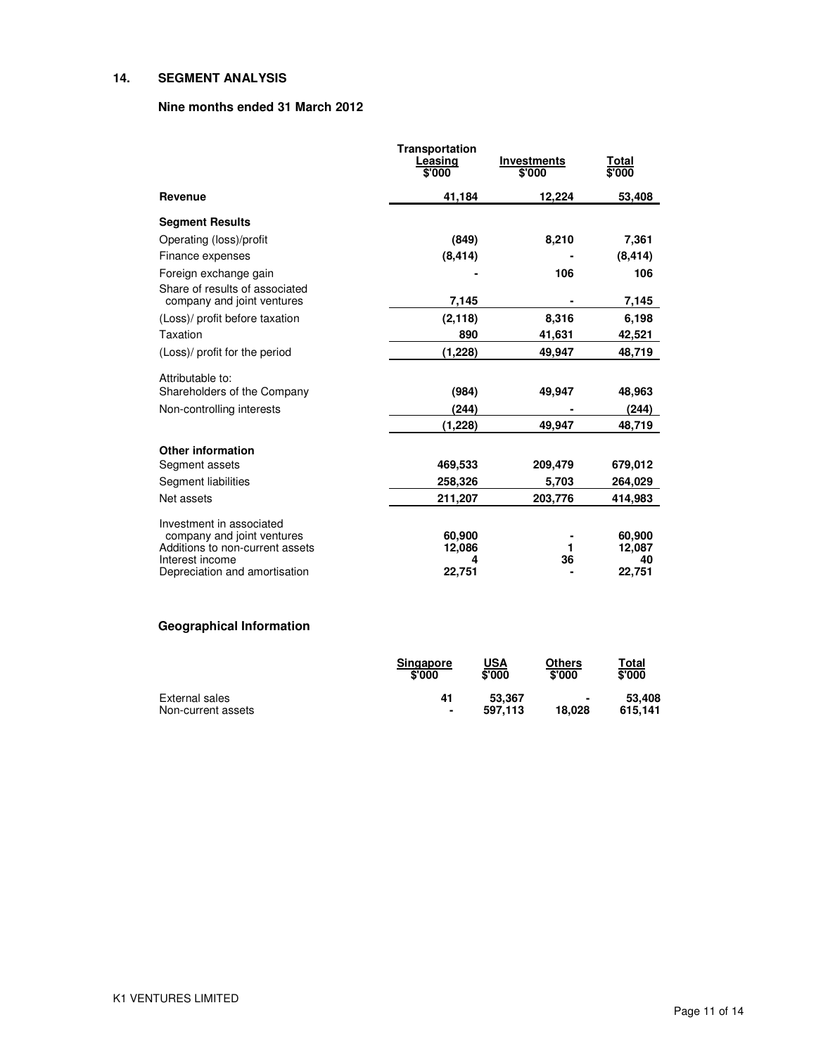## 14. SEGMENT ANALYSIS

### Nine months ended 31 March 2012

| | Transportation Leasing $'000 | Investments $'000 | Total $'000 |
|---|---|---|---|
| **Revenue** | 41,184 | 12,224 | 53,408 |
| **Segment Results** | | | |
| Operating (loss)/profit | (849) | 8,210 | 7,361 |
| Finance expenses | (8,414) | - | (8,414) |
| Foreign exchange gain | - | 106 | 106 |
| Share of results of associated company and joint ventures | 7,145 | - | 7,145 |
| (Loss)/ profit before taxation | (2,118) | 8,316 | 6,198 |
| Taxation | 890 | 41,631 | 42,521 |
| (Loss)/ profit for the period | (1,228) | 49,947 | 48,719 |
| Attributable to: | | | |
| Shareholders of the Company | (984) | 49,947 | 48,963 |
| Non-controlling interests | (244) | - | (244) |
| | (1,228) | 49,947 | 48,719 |
| **Other information** | | | |
| Segment assets | 469,533 | 209,479 | 679,012 |
| Segment liabilities | 258,326 | 5,703 | 264,029 |
| Net assets | 211,207 | 203,776 | 414,983 |
| Investment in associated company and joint ventures | 60,900 | - | 60,900 |
| Additions to non-current assets | 12,086 | 1 | 12,087 |
| Interest income | 4 | 36 | 40 |
| Depreciation and amortisation | 22,751 | - | 22,751 |

### Geographical Information

| | Singapore $'000 | USA $'000 | Others $'000 | Total $'000 |
|---|---|---|---|---|
| External sales | 41 | 53,367 | - | 53,408 |
| Non-current assets | - | 597,113 | 18,028 | 615,141 |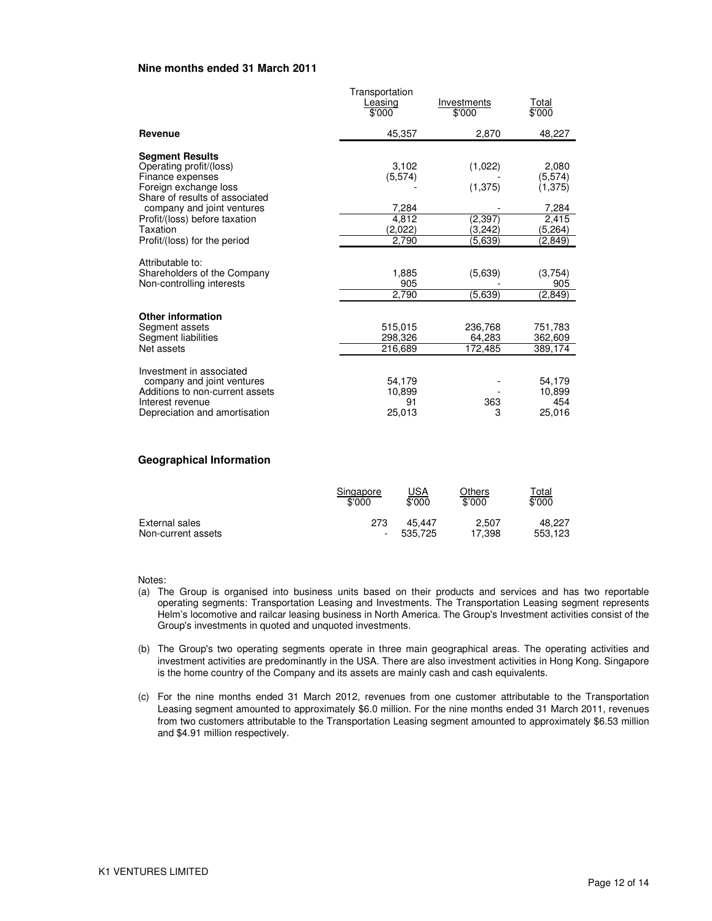**Nine months ended 31 March 2011**

| | Transportation Leasing $'000 | Investments $'000 | Total $'000 |
|---|---|---|---|
| **Revenue** | 45,357 | 2,870 | 48,227 |
| **Segment Results** | | | |
| Operating profit/(loss) | 3,102 | (1,022) | 2,080 |
| Finance expenses | (5,574) | - | (5,574) |
| Foreign exchange loss | - | (1,375) | (1,375) |
| Share of results of associated company and joint ventures | 7,284 | - | 7,284 |
| Profit/(loss) before taxation | 4,812 | (2,397) | 2,415 |
| Taxation | (2,022) | (3,242) | (5,264) |
| Profit/(loss) for the period | 2,790 | (5,639) | (2,849) |
| Attributable to: | | | |
| Shareholders of the Company | 1,885 | (5,639) | (3,754) |
| Non-controlling interests | 905 | - | 905 |
| | 2,790 | (5,639) | (2,849) |
| **Other information** | | | |
| Segment assets | 515,015 | 236,768 | 751,783 |
| Segment liabilities | 298,326 | 64,283 | 362,609 |
| Net assets | 216,689 | 172,485 | 389,174 |
| Investment in associated company and joint ventures | 54,179 | - | 54,179 |
| Additions to non-current assets | 10,899 | - | 10,899 |
| Interest revenue | 91 | 363 | 454 |
| Depreciation and amortisation | 25,013 | 3 | 25,016 |

**Geographical Information**

| | Singapore $'000 | USA $'000 | Others $'000 | Total $'000 |
|---|---|---|---|---|
| External sales | 273 | 45,447 | 2,507 | 48,227 |
| Non-current assets | - | 535,725 | 17,398 | 553,123 |

Notes:

(a) The Group is organised into business units based on their products and services and has two reportable operating segments: Transportation Leasing and Investments. The Transportation Leasing segment represents Helm's locomotive and railcar leasing business in North America. The Group's Investment activities consist of the Group's investments in quoted and unquoted investments.

(b) The Group's two operating segments operate in three main geographical areas. The operating activities and investment activities are predominantly in the USA. There are also investment activities in Hong Kong. Singapore is the home country of the Company and its assets are mainly cash and cash equivalents.

(c) For the nine months ended 31 March 2012, revenues from one customer attributable to the Transportation Leasing segment amounted to approximately $6.0 million. For the nine months ended 31 March 2011, revenues from two customers attributable to the Transportation Leasing segment amounted to approximately $6.53 million and $4.91 million respectively.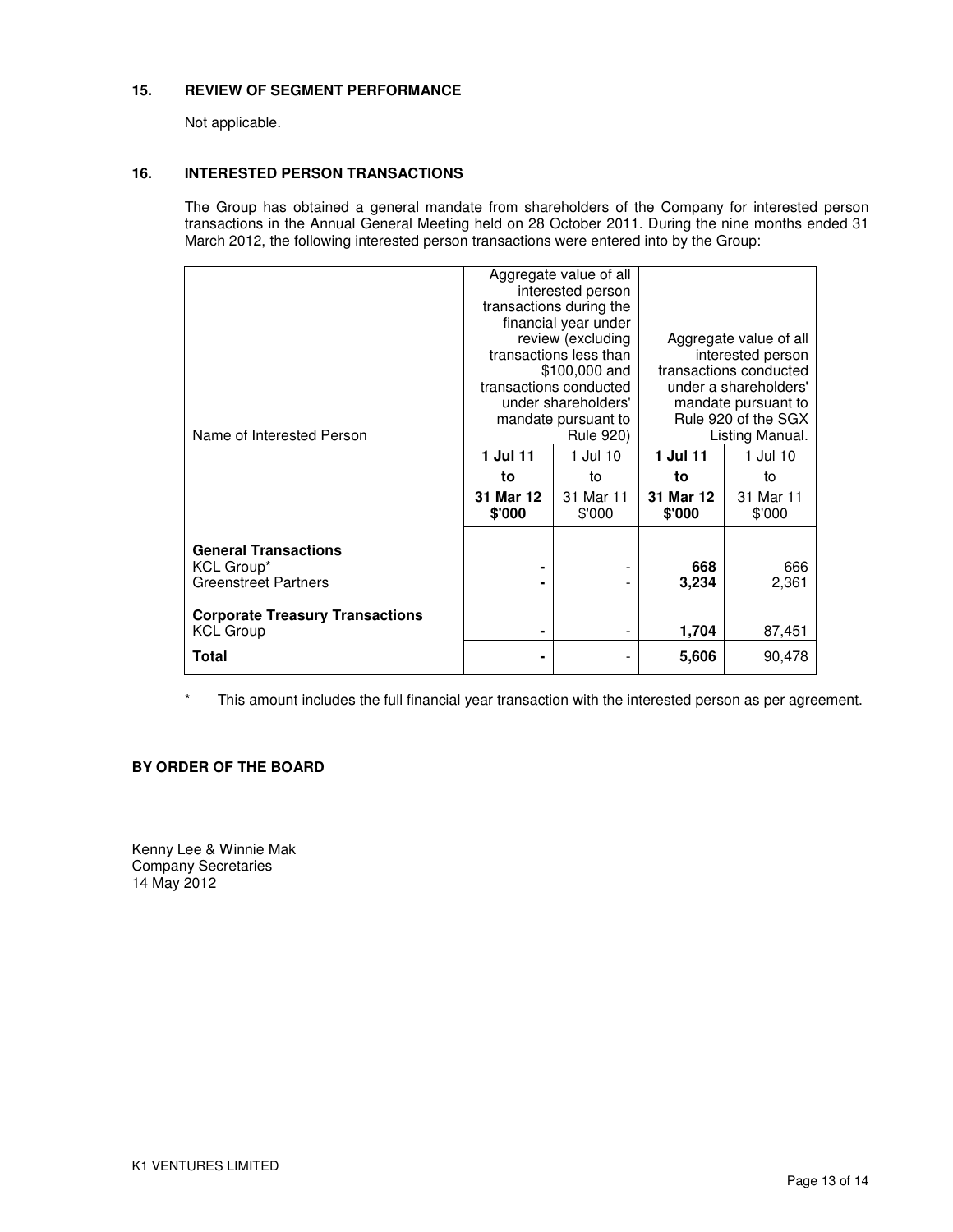## 15. REVIEW OF SEGMENT PERFORMANCE

Not applicable.

## 16. INTERESTED PERSON TRANSACTIONS

The Group has obtained a general mandate from shareholders of the Company for interested person transactions in the Annual General Meeting held on 28 October 2011. During the nine months ended 31 March 2012, the following interested person transactions were entered into by the Group:

| Name of Interested Person | Aggregate value of all interested person transactions during the financial year under review (excluding transactions less than $100,000 and transactions conducted under shareholders' mandate pursuant to Rule 920) | | Aggregate value of all interested person transactions conducted under a shareholders' mandate pursuant to Rule 920 of the SGX Listing Manual. | |
|---|---|---|---|---|
| | **1 Jul 11 to 31 Mar 12 $'000** | 1 Jul 10 to 31 Mar 11 $'000 | **1 Jul 11 to 31 Mar 12 $'000** | 1 Jul 10 to 31 Mar 11 $'000 |
| **General Transactions** | | | | |
| KCL Group* | **-** | - | **668** | 666 |
| Greenstreet Partners | **-** | - | **3,234** | 2,361 |
| **Corporate Treasury Transactions** | | | | |
| KCL Group | **-** | - | **1,704** | 87,451 |
| **Total** | **-** | - | **5,606** | 90,478 |

\* This amount includes the full financial year transaction with the interested person as per agreement.

**BY ORDER OF THE BOARD**

Kenny Lee & Winnie Mak
Company Secretaries
14 May 2012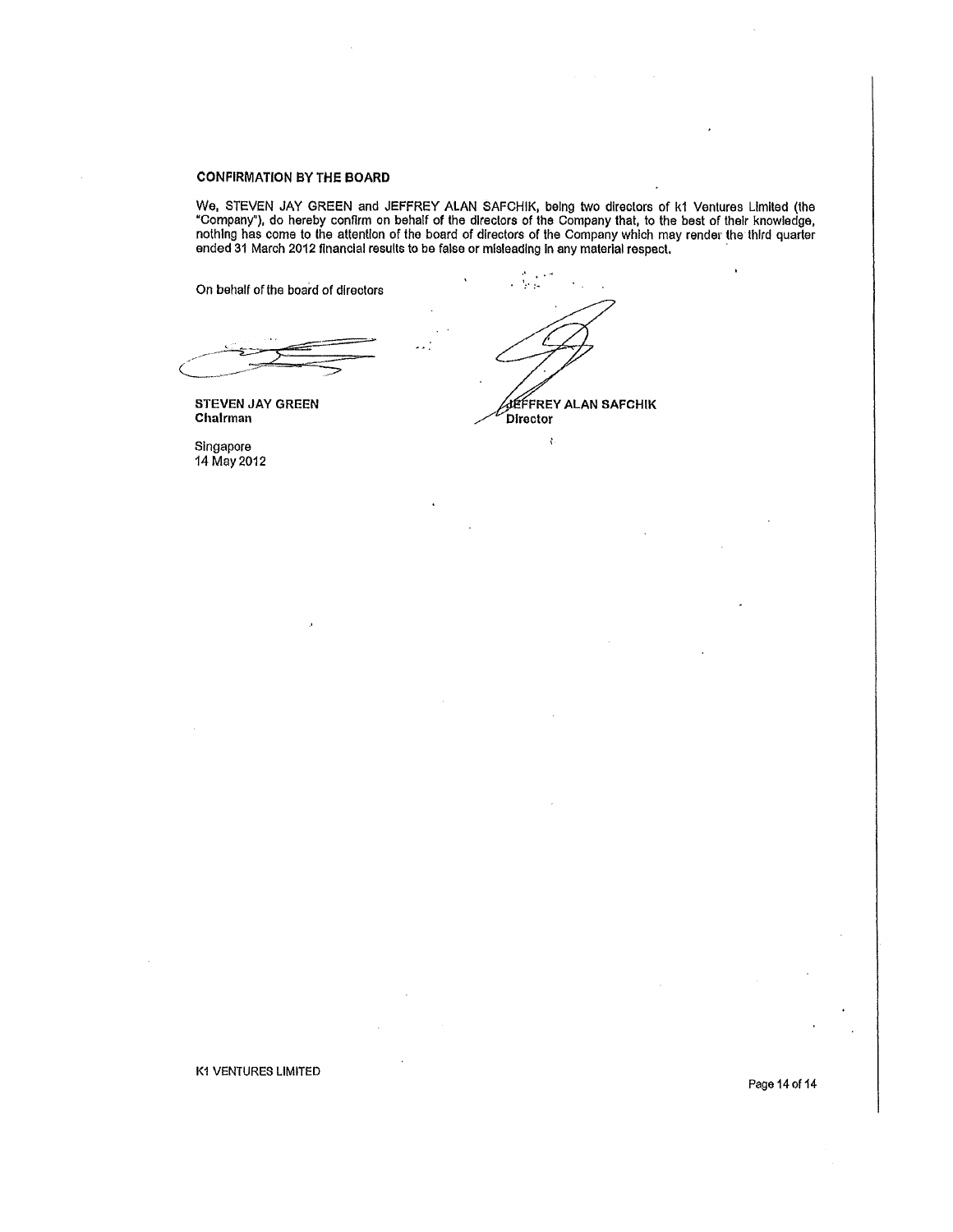**CONFIRMATION BY THE BOARD**

We, STEVEN JAY GREEN and JEFFREY ALAN SAFCHIK, being two directors of k1 Ventures Limited (the "Company"), do hereby confirm on behalf of the directors of the Company that, to the best of their knowledge, nothing has come to the attention of the board of directors of the Company which may render the third quarter ended 31 March 2012 financial results to be false or misleading in any material respect.

On behalf of the board of directors

**STEVEN JAY GREEN**
**Chairman**

**JEFFREY ALAN SAFCHIK**
**Director**

Singapore
14 May 2012

K1 VENTURES LIMITED